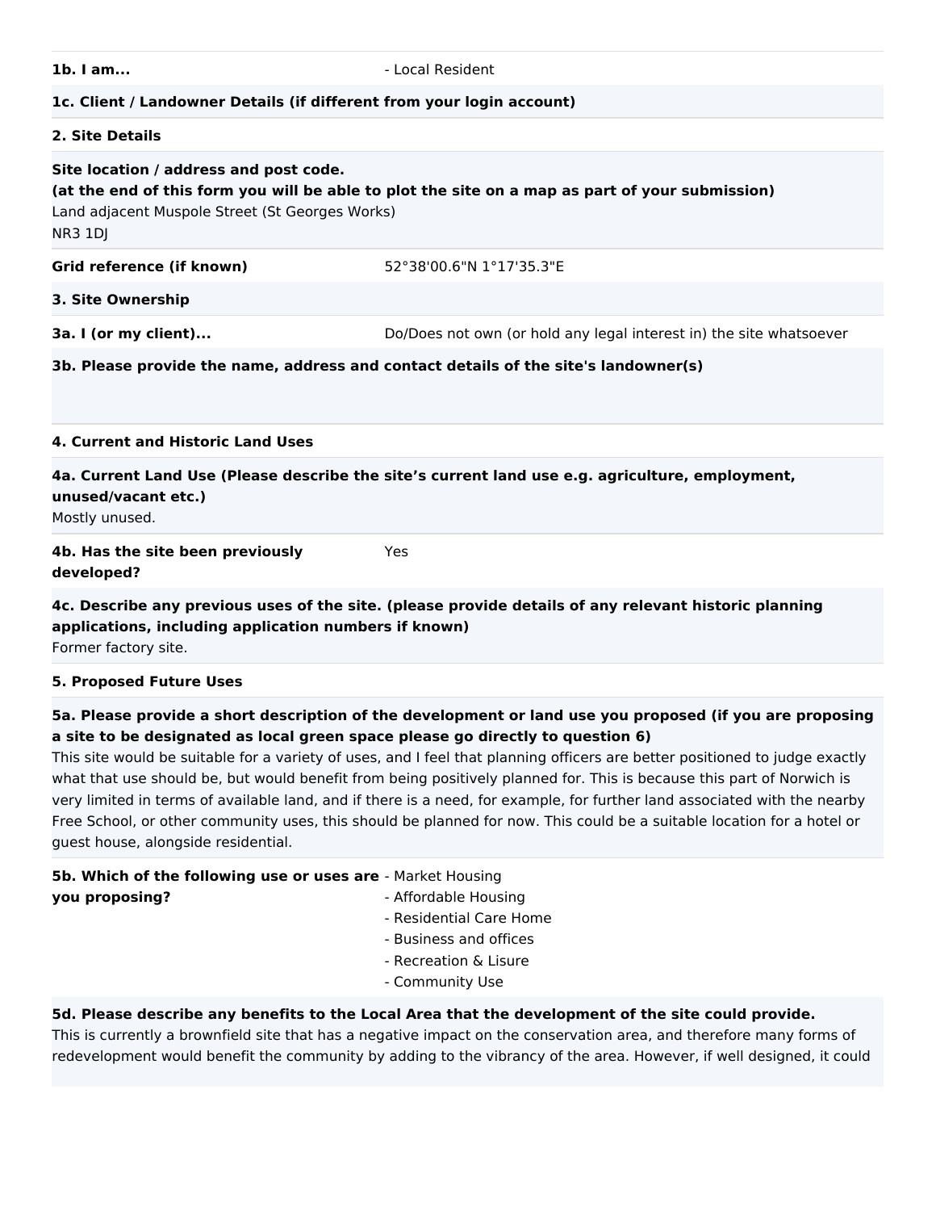| | |
|---|---|
| **1b. I am...** | - Local Resident |

**1c. Client / Landowner Details (if different from your login account)**

**2. Site Details**

**Site location / address and post code.**
**(at the end of this form you will be able to plot the site on a map as part of your submission)**
Land adjacent Muspole Street (St Georges Works)
NR3 1DJ

| | |
|---|---|
| **Grid reference (if known)** | 52°38'00.6"N 1°17'35.3"E |

**3. Site Ownership**

| | |
|---|---|
| **3a. I (or my client)...** | Do/Does not own (or hold any legal interest in) the site whatsoever |

**3b. Please provide the name, address and contact details of the site's landowner(s)**

**4. Current and Historic Land Uses**

**4a. Current Land Use (Please describe the site's current land use e.g. agriculture, employment, unused/vacant etc.)**
Mostly unused.

| | |
|---|---|
| **4b. Has the site been previously developed?** | Yes |

**4c. Describe any previous uses of the site. (please provide details of any relevant historic planning applications, including application numbers if known)**
Former factory site.

**5. Proposed Future Uses**

**5a. Please provide a short description of the development or land use you proposed (if you are proposing a site to be designated as local green space please go directly to question 6)**
This site would be suitable for a variety of uses, and I feel that planning officers are better positioned to judge exactly what that use should be, but would benefit from being positively planned for. This is because this part of Norwich is very limited in terms of available land, and if there is a need, for example, for further land associated with the nearby Free School, or other community uses, this should be planned for now. This could be a suitable location for a hotel or guest house, alongside residential.

**5b. Which of the following use or uses are you proposing?**
- Market Housing
- Affordable Housing
- Residential Care Home
- Business and offices
- Recreation & Lisure
- Community Use

**5d. Please describe any benefits to the Local Area that the development of the site could provide.**
This is currently a brownfield site that has a negative impact on the conservation area, and therefore many forms of redevelopment would benefit the community by adding to the vibrancy of the area. However, if well designed, it could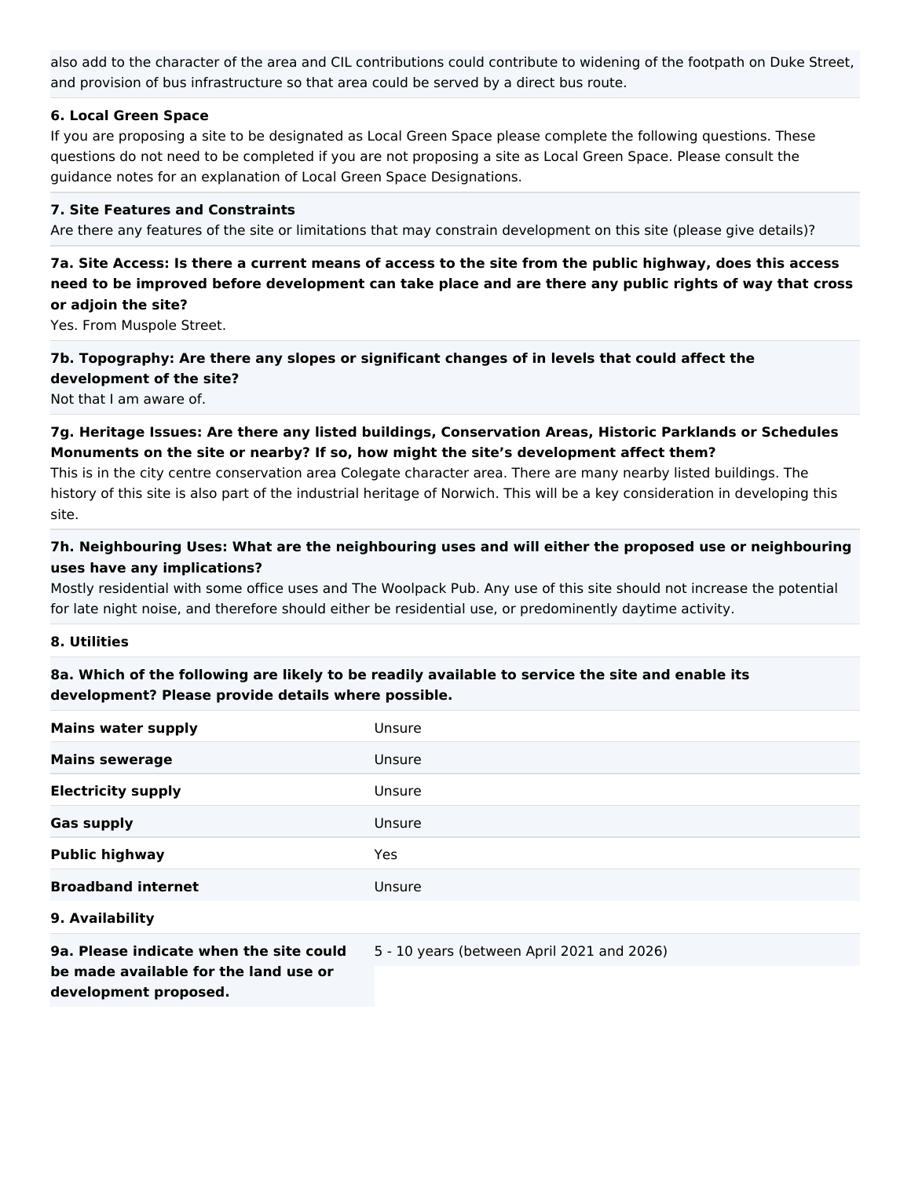also add to the character of the area and CIL contributions could contribute to widening of the footpath on Duke Street, and provision of bus infrastructure so that area could be served by a direct bus route.

**6. Local Green Space**

If you are proposing a site to be designated as Local Green Space please complete the following questions. These questions do not need to be completed if you are not proposing a site as Local Green Space. Please consult the guidance notes for an explanation of Local Green Space Designations.

**7. Site Features and Constraints**

Are there any features of the site or limitations that may constrain development on this site (please give details)?

**7a. Site Access: Is there a current means of access to the site from the public highway, does this access need to be improved before development can take place and are there any public rights of way that cross or adjoin the site?**

Yes. From Muspole Street.

**7b. Topography: Are there any slopes or significant changes of in levels that could affect the development of the site?**

Not that I am aware of.

**7g. Heritage Issues: Are there any listed buildings, Conservation Areas, Historic Parklands or Schedules Monuments on the site or nearby? If so, how might the site's development affect them?**

This is in the city centre conservation area Colegate character area. There are many nearby listed buildings. The history of this site is also part of the industrial heritage of Norwich. This will be a key consideration in developing this site.

**7h. Neighbouring Uses: What are the neighbouring uses and will either the proposed use or neighbouring uses have any implications?**

Mostly residential with some office uses and The Woolpack Pub. Any use of this site should not increase the potential for late night noise, and therefore should either be residential use, or predominently daytime activity.

**8. Utilities**

**8a. Which of the following are likely to be readily available to service the site and enable its development? Please provide details where possible.**

| | |
|---|---|
| **Mains water supply** | Unsure |
| **Mains sewerage** | Unsure |
| **Electricity supply** | Unsure |
| **Gas supply** | Unsure |
| **Public highway** | Yes |
| **Broadband internet** | Unsure |

**9. Availability**

| | |
|---|---|
| **9a. Please indicate when the site could be made available for the land use or development proposed.** | 5 - 10 years (between April 2021 and 2026) |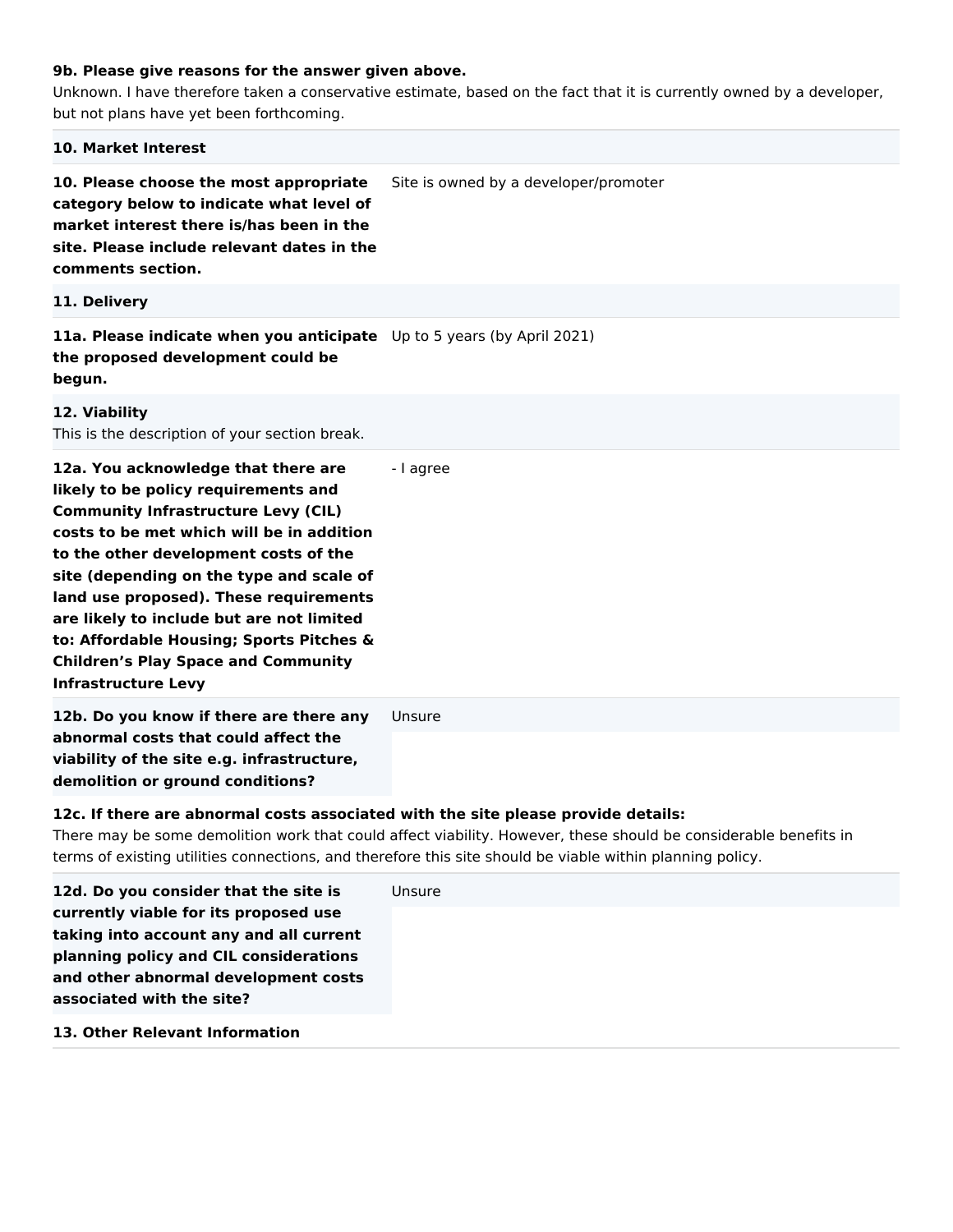**9b. Please give reasons for the answer given above.**

Unknown. I have therefore taken a conservative estimate, based on the fact that it is currently owned by a developer, but not plans have yet been forthcoming.

**10. Market Interest**

| | |
|---|---|
| **10. Please choose the most appropriate category below to indicate what level of market interest there is/has been in the site. Please include relevant dates in the comments section.** | Site is owned by a developer/promoter |

**11. Delivery**

| | |
|---|---|
| **11a. Please indicate when you anticipate the proposed development could be begun.** | Up to 5 years (by April 2021) |

**12. Viability**

This is the description of your section break.

| | |
|---|---|
| **12a. You acknowledge that there are likely to be policy requirements and Community Infrastructure Levy (CIL) costs to be met which will be in addition to the other development costs of the site (depending on the type and scale of land use proposed). These requirements are likely to include but are not limited to: Affordable Housing; Sports Pitches & Children's Play Space and Community Infrastructure Levy** | - I agree |
| **12b. Do you know if there are there any abnormal costs that could affect the viability of the site e.g. infrastructure, demolition or ground conditions?** | Unsure |

**12c. If there are abnormal costs associated with the site please provide details:**

There may be some demolition work that could affect viability. However, these should be considerable benefits in terms of existing utilities connections, and therefore this site should be viable within planning policy.

| | |
|---|---|
| **12d. Do you consider that the site is currently viable for its proposed use taking into account any and all current planning policy and CIL considerations and other abnormal development costs associated with the site?** | Unsure |

**13. Other Relevant Information**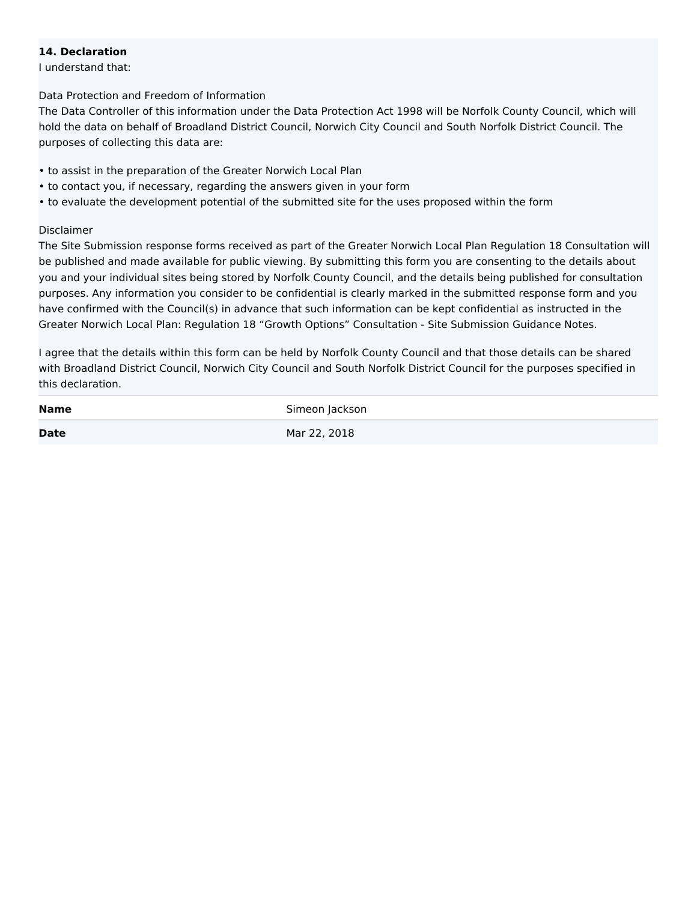**14. Declaration**

I understand that:

Data Protection and Freedom of Information

The Data Controller of this information under the Data Protection Act 1998 will be Norfolk County Council, which will hold the data on behalf of Broadland District Council, Norwich City Council and South Norfolk District Council. The purposes of collecting this data are:

- to assist in the preparation of the Greater Norwich Local Plan
- to contact you, if necessary, regarding the answers given in your form
- to evaluate the development potential of the submitted site for the uses proposed within the form

Disclaimer

The Site Submission response forms received as part of the Greater Norwich Local Plan Regulation 18 Consultation will be published and made available for public viewing. By submitting this form you are consenting to the details about you and your individual sites being stored by Norfolk County Council, and the details being published for consultation purposes. Any information you consider to be confidential is clearly marked in the submitted response form and you have confirmed with the Council(s) in advance that such information can be kept confidential as instructed in the Greater Norwich Local Plan: Regulation 18 "Growth Options" Consultation - Site Submission Guidance Notes.

I agree that the details within this form can be held by Norfolk County Council and that those details can be shared with Broadland District Council, Norwich City Council and South Norfolk District Council for the purposes specified in this declaration.

| | |
|---|---|
| **Name** | Simeon Jackson |
| **Date** | Mar 22, 2018 |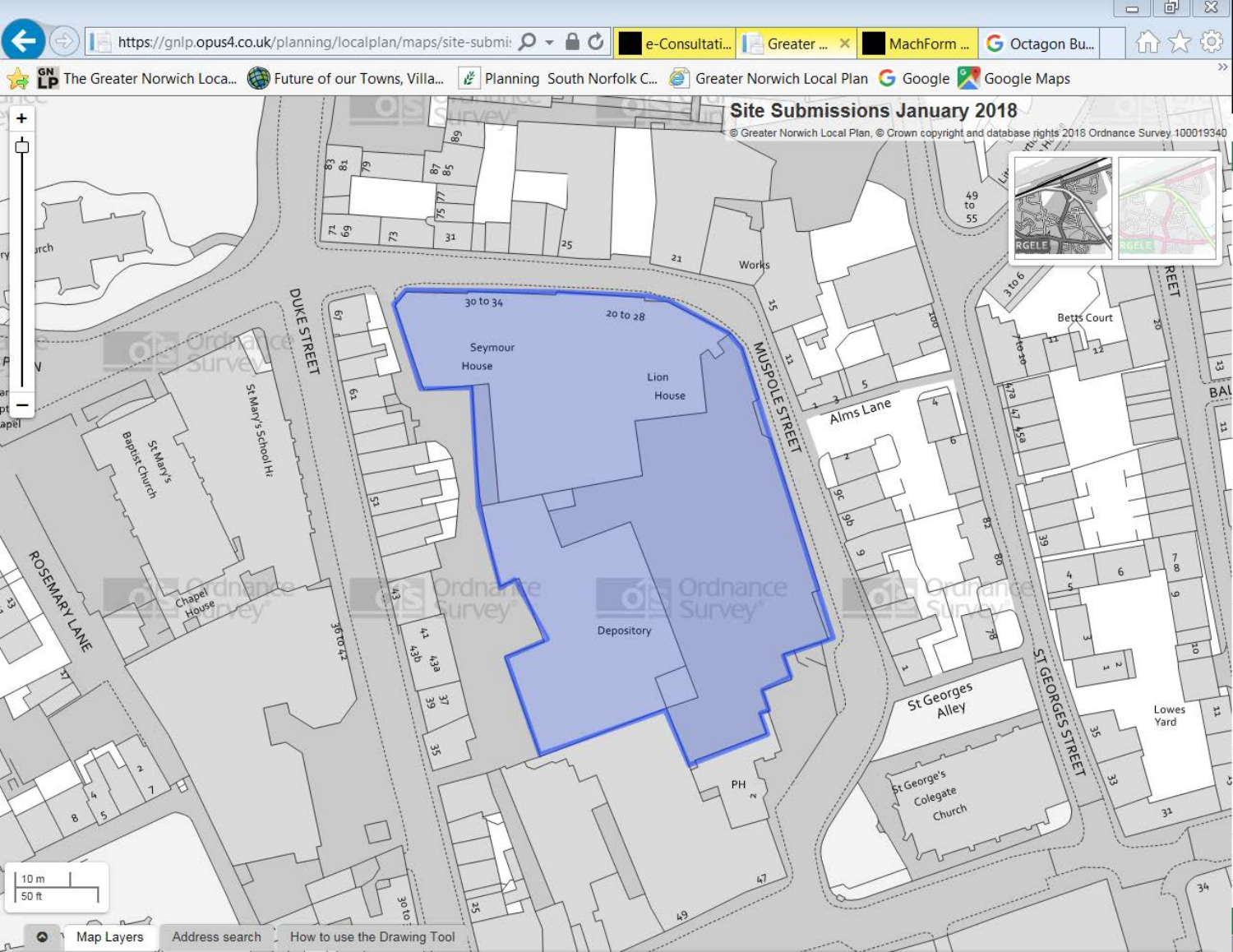Site Submissions January 2018

© Greater Norwich Local Plan, © Crown copyright and database rights 2018 Ordnance Survey 100019340

Seymour House

Lion House

Depository

DUKE STREET

MUSPOLE STREET

Alms Lane

St Georges Alley

ST GEORGES STREET

ROSEMARY LANE

St Mary's Baptist Church

St Mary's School Hall

Chapel House

Betts Court

Lowes Yard

St George's Colegate Church

Works

PH

10 m

50 ft

Map Layers | Address search | How to use the Drawing Tool